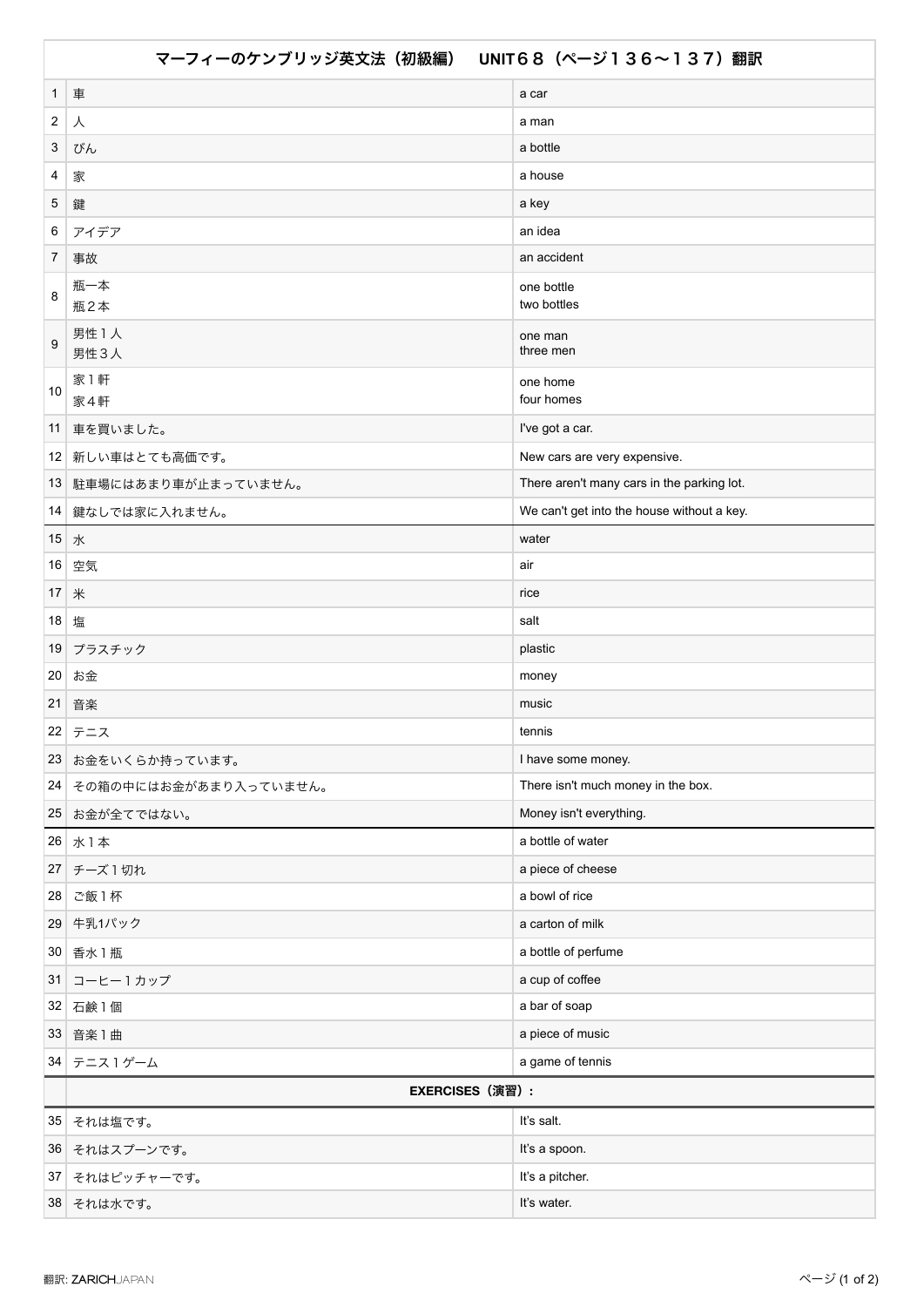| マーフィーのケンブリッジ英文法（初級編）　UNIT６８（ページ１３６〜１３７）翻訳 | | |
|---|---|---|
| 1 | 車 | a car |
| 2 | 人 | a man |
| 3 | びん | a bottle |
| 4 | 家 | a house |
| 5 | 鍵 | a key |
| 6 | アイデア | an idea |
| 7 | 事故 | an accident |
| 8 | 瓶一本<br>瓶２本 | one bottle<br>two bottles |
| 9 | 男性１人<br>男性３人 | one man<br>three men |
| 10 | 家１軒<br>家４軒 | one home<br>four homes |
| 11 | 車を買いました。 | I've got a car. |
| 12 | 新しい車はとても高価です。 | New cars are very expensive. |
| 13 | 駐車場にはあまり車が止まっていません。 | There aren't many cars in the parking lot. |
| 14 | 鍵なしでは家に入れません。 | We can't get into the house without a key. |
| 15 | 水 | water |
| 16 | 空気 | air |
| 17 | 米 | rice |
| 18 | 塩 | salt |
| 19 | プラスチック | plastic |
| 20 | お金 | money |
| 21 | 音楽 | music |
| 22 | テニス | tennis |
| 23 | お金をいくらか持っています。 | I have some money. |
| 24 | その箱の中にはお金があまり入っていません。 | There isn't much money in the box. |
| 25 | お金が全てではない。 | Money isn't everything. |
| 26 | 水１本 | a bottle of water |
| 27 | チーズ１切れ | a piece of cheese |
| 28 | ご飯１杯 | a bowl of rice |
| 29 | 牛乳1パック | a carton of milk |
| 30 | 香水１瓶 | a bottle of perfume |
| 31 | コーヒー１カップ | a cup of coffee |
| 32 | 石鹸１個 | a bar of soap |
| 33 | 音楽１曲 | a piece of music |
| 34 | テニス１ゲーム | a game of tennis |
| | **EXERCISES（演習）:** | |
| 35 | それは塩です。 | It's salt. |
| 36 | それはスプーンです。 | It's a spoon. |
| 37 | それはピッチャーです。 | It's a pitcher. |
| 38 | それは水です。 | It's water. |

翻訳: ZARICHJAPAN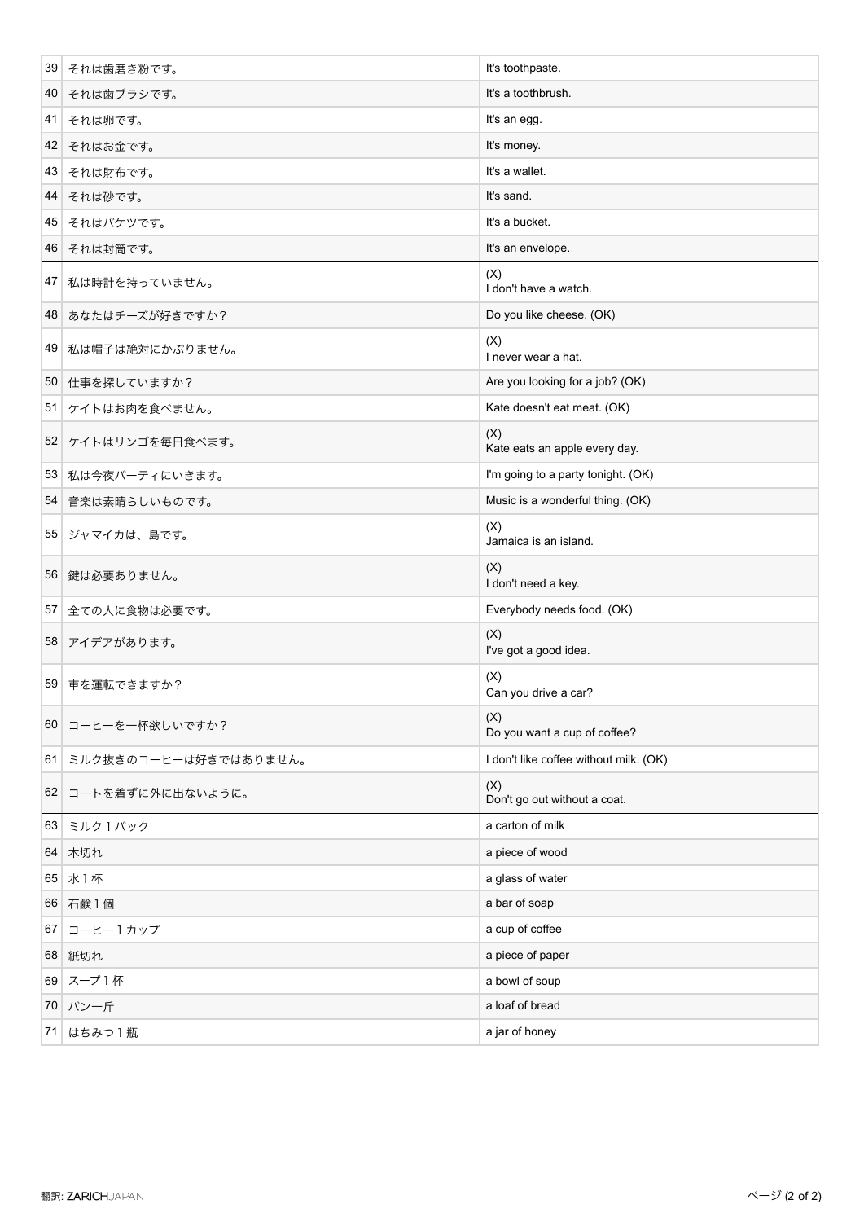| | | |
|---|---|---|
| 39 | それは歯磨き粉です。 | It's toothpaste. |
| 40 | それは歯ブラシです。 | It's a toothbrush. |
| 41 | それは卵です。 | It's an egg. |
| 42 | それはお金です。 | It's money. |
| 43 | それは財布です。 | It's a wallet. |
| 44 | それは砂です。 | It's sand. |
| 45 | それはバケツです。 | It's a bucket. |
| 46 | それは封筒です。 | It's an envelope. |
| 47 | 私は時計を持っていません。 | (X)<br>I don't have a watch. |
| 48 | あなたはチーズが好きですか？ | Do you like cheese. (OK) |
| 49 | 私は帽子は絶対にかぶりません。 | (X)<br>I never wear a hat. |
| 50 | 仕事を探していますか？ | Are you looking for a job? (OK) |
| 51 | ケイトはお肉を食べません。 | Kate doesn't eat meat. (OK) |
| 52 | ケイトはリンゴを毎日食べます。 | (X)<br>Kate eats an apple every day. |
| 53 | 私は今夜パーティにいきます。 | I'm going to a party tonight. (OK) |
| 54 | 音楽は素晴らしいものです。 | Music is a wonderful thing. (OK) |
| 55 | ジャマイカは、島です。 | (X)<br>Jamaica is an island. |
| 56 | 鍵は必要ありません。 | (X)<br>I don't need a key. |
| 57 | 全ての人に食物は必要です。 | Everybody needs food. (OK) |
| 58 | アイデアがあります。 | (X)<br>I've got a good idea. |
| 59 | 車を運転できますか？ | (X)<br>Can you drive a car? |
| 60 | コーヒーを一杯欲しいですか？ | (X)<br>Do you want a cup of coffee? |
| 61 | ミルク抜きのコーヒーは好きではありません。 | I don't like coffee without milk. (OK) |
| 62 | コートを着ずに外に出ないように。 | (X)<br>Don't go out without a coat. |
| 63 | ミルク１パック | a carton of milk |
| 64 | 木切れ | a piece of wood |
| 65 | 水１杯 | a glass of water |
| 66 | 石鹸１個 | a bar of soap |
| 67 | コーヒー１カップ | a cup of coffee |
| 68 | 紙切れ | a piece of paper |
| 69 | スープ１杯 | a bowl of soup |
| 70 | パン一斤 | a loaf of bread |
| 71 | はちみつ１瓶 | a jar of honey |

翻訳: ZARICHJAPAN